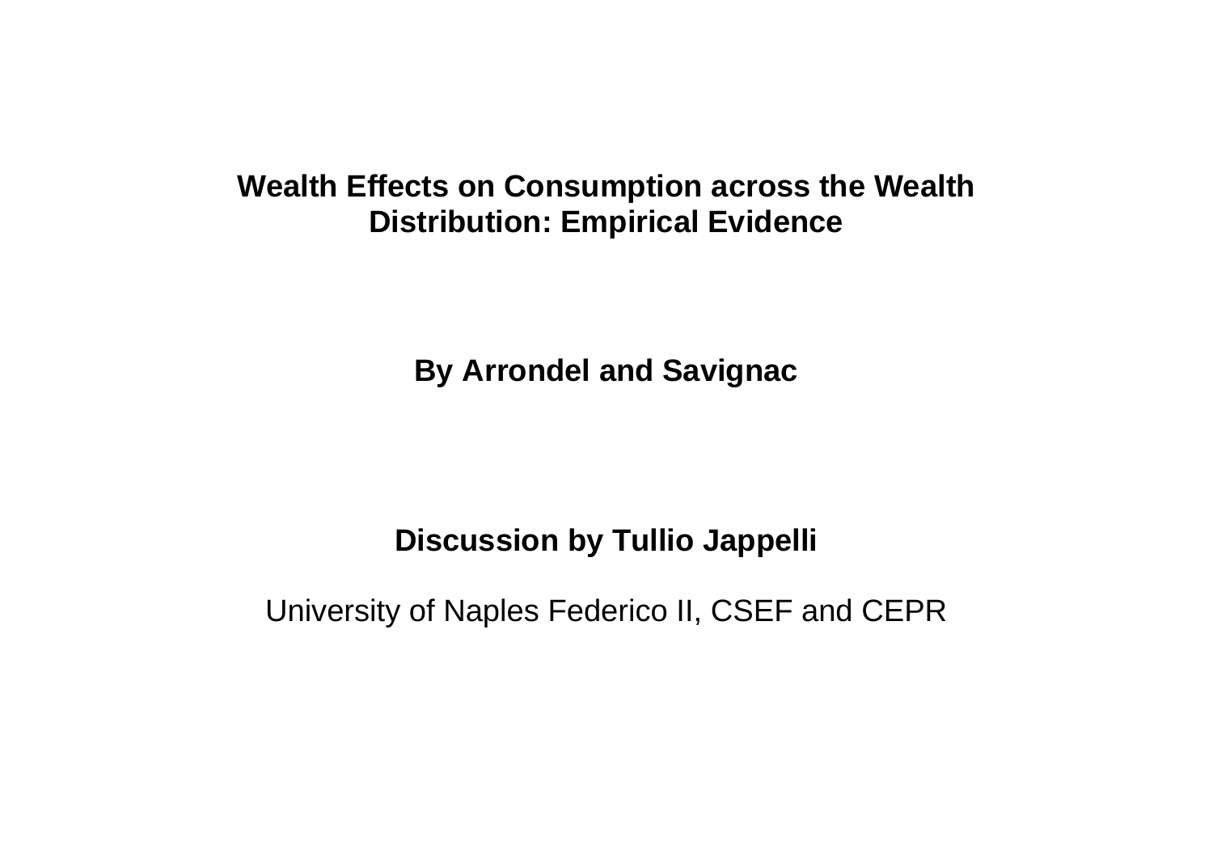# Wealth Effects on Consumption across the Wealth Distribution: Empirical Evidence

**By Arrondel and Savignac**

**Discussion by Tullio Jappelli**

University of Naples Federico II, CSEF and CEPR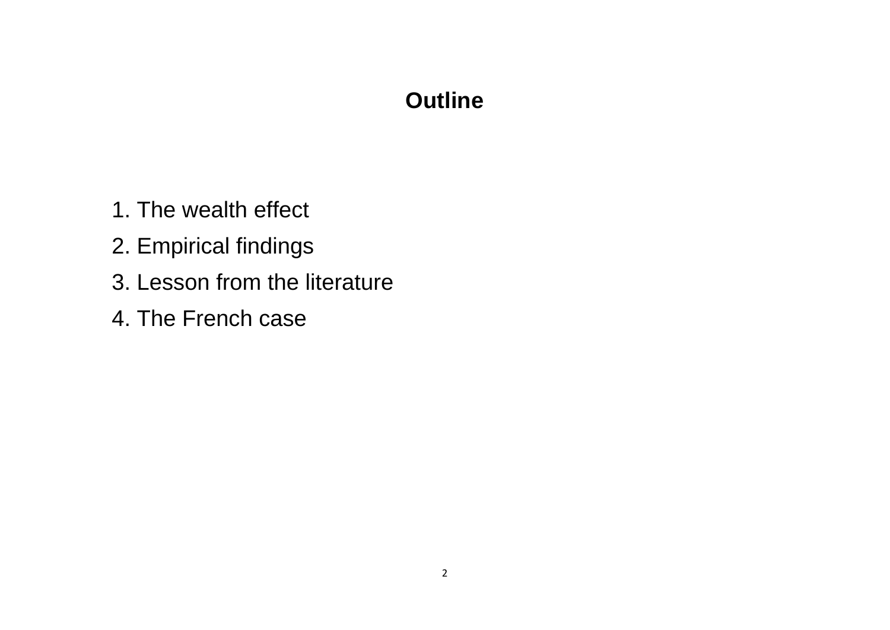## Outline

1. The wealth effect
2. Empirical findings
3. Lesson from the literature
4. The French case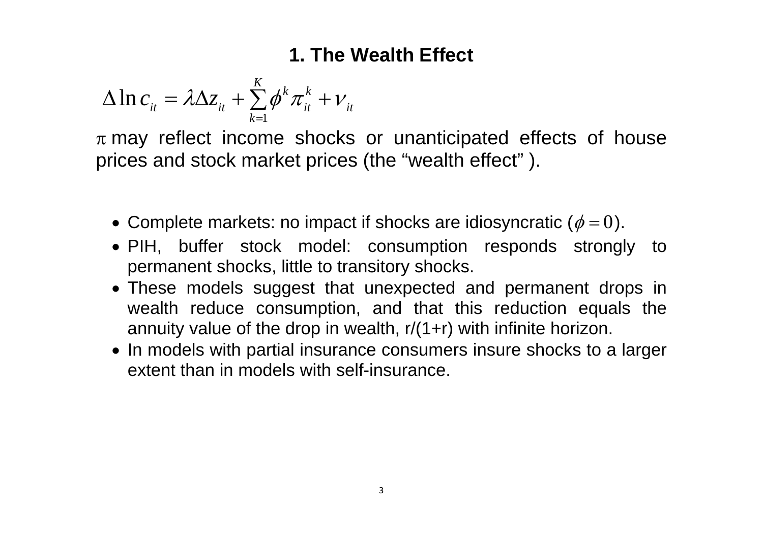# 1. The Wealth Effect

$$\Delta \ln c_{it} = \lambda \Delta z_{it} + \sum_{k=1}^{K} \phi^{k} \pi_{it}^{k} + \nu_{it}$$

$\pi$ may reflect income shocks or unanticipated effects of house prices and stock market prices (the "wealth effect" ).

- Complete markets: no impact if shocks are idiosyncratic ($\phi = 0$).
- PIH, buffer stock model: consumption responds strongly to permanent shocks, little to transitory shocks.
- These models suggest that unexpected and permanent drops in wealth reduce consumption, and that this reduction equals the annuity value of the drop in wealth, r/(1+r) with infinite horizon.
- In models with partial insurance consumers insure shocks to a larger extent than in models with self-insurance.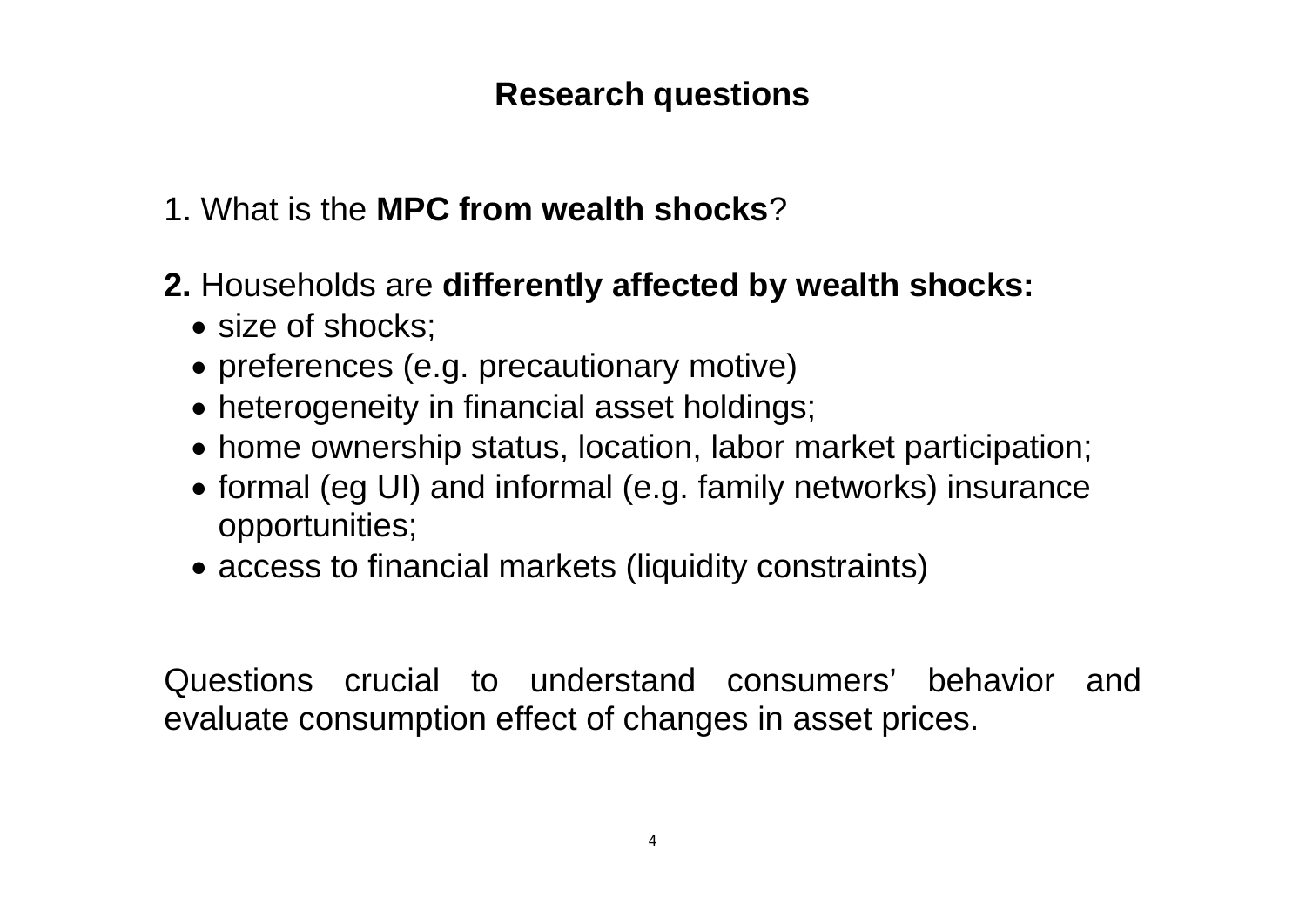## Research questions

1. What is the **MPC from wealth shocks**?

**2.** Households are **differently affected by wealth shocks:**

- size of shocks;
- preferences (e.g. precautionary motive)
- heterogeneity in financial asset holdings;
- home ownership status, location, labor market participation;
- formal (eg UI) and informal (e.g. family networks) insurance opportunities;
- access to financial markets (liquidity constraints)

Questions crucial to understand consumers' behavior and evaluate consumption effect of changes in asset prices.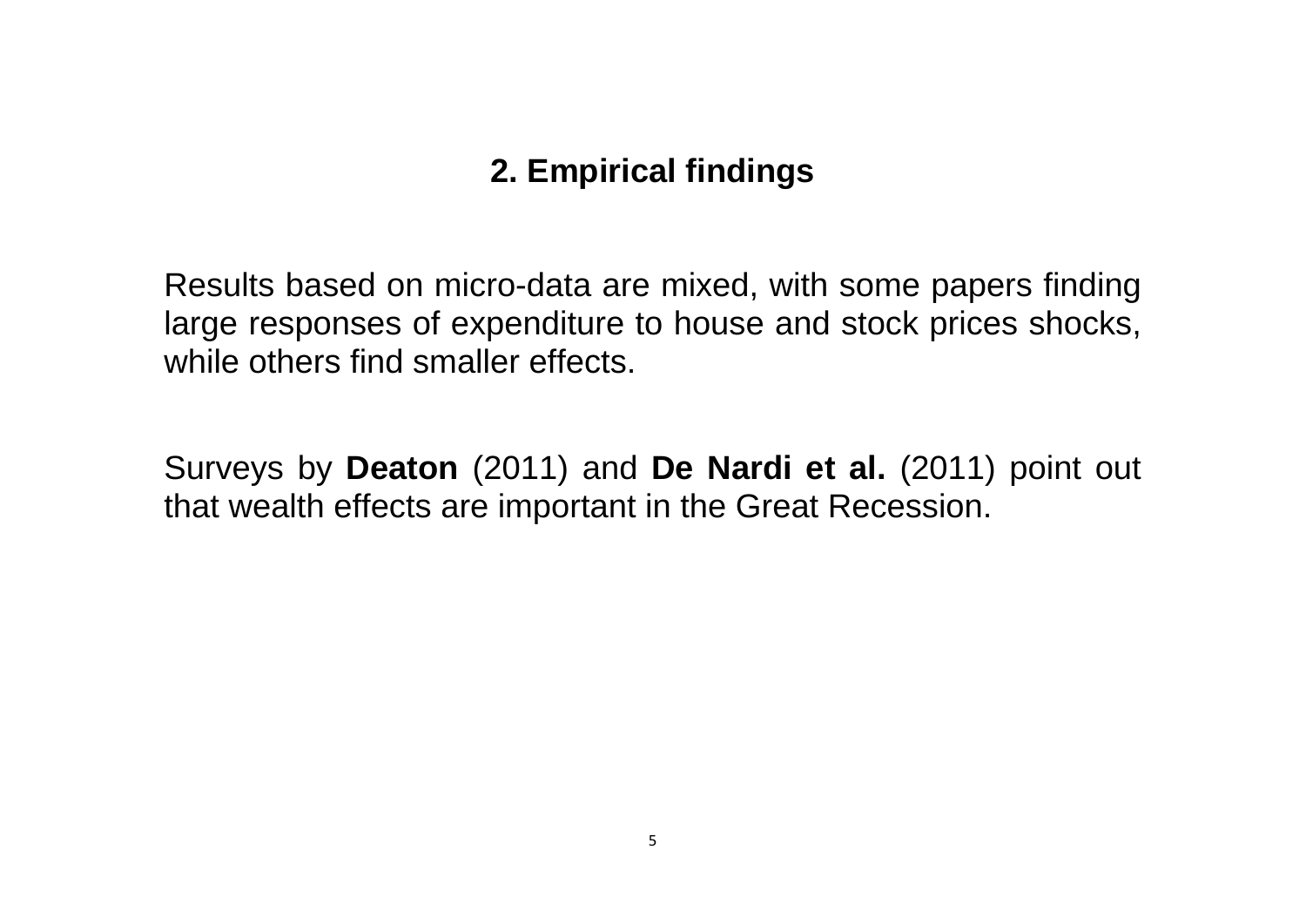## 2. Empirical findings

Results based on micro-data are mixed, with some papers finding large responses of expenditure to house and stock prices shocks, while others find smaller effects.

Surveys by **Deaton** (2011) and **De Nardi et al.** (2011) point out that wealth effects are important in the Great Recession.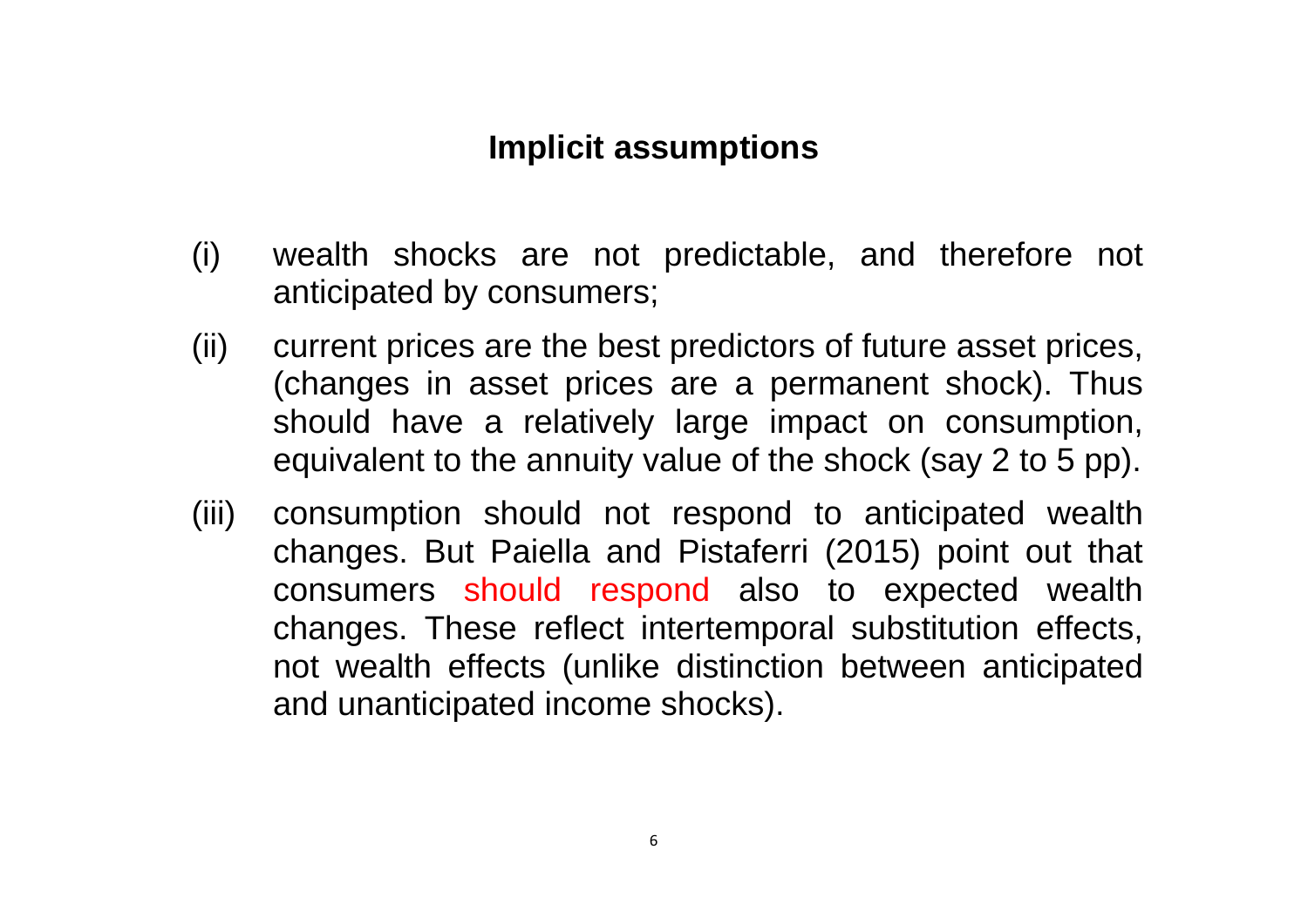## Implicit assumptions

(i) wealth shocks are not predictable, and therefore not anticipated by consumers;

(ii) current prices are the best predictors of future asset prices, (changes in asset prices are a permanent shock). Thus should have a relatively large impact on consumption, equivalent to the annuity value of the shock (say 2 to 5 pp).

(iii) consumption should not respond to anticipated wealth changes. But Paiella and Pistaferri (2015) point out that consumers should respond also to expected wealth changes. These reflect intertemporal substitution effects, not wealth effects (unlike distinction between anticipated and unanticipated income shocks).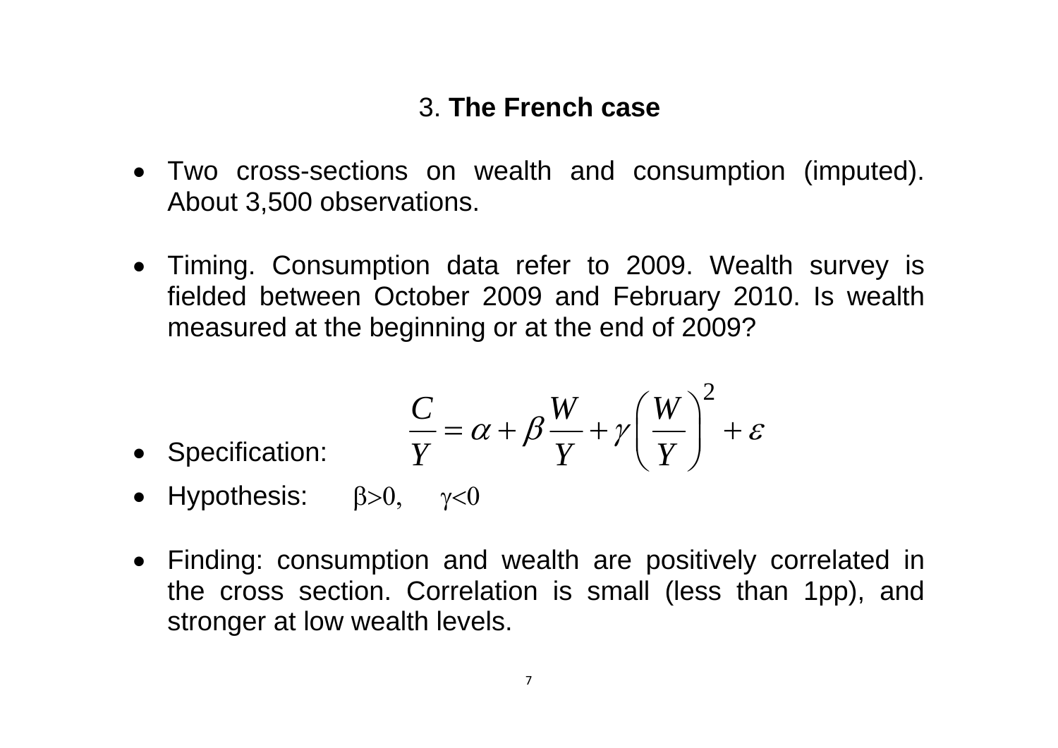## 3. **The French case**

- Two cross-sections on wealth and consumption (imputed). About 3,500 observations.

- Timing. Consumption data refer to 2009. Wealth survey is fielded between October 2009 and February 2010. Is wealth measured at the beginning or at the end of 2009?

- Specification: $$\frac{C}{Y} = \alpha + \beta \frac{W}{Y} + \gamma \left( \frac{W}{Y} \right)^2 + \varepsilon$$
- Hypothesis: $\beta > 0, \quad \gamma < 0$

- Finding: consumption and wealth are positively correlated in the cross section. Correlation is small (less than 1pp), and stronger at low wealth levels.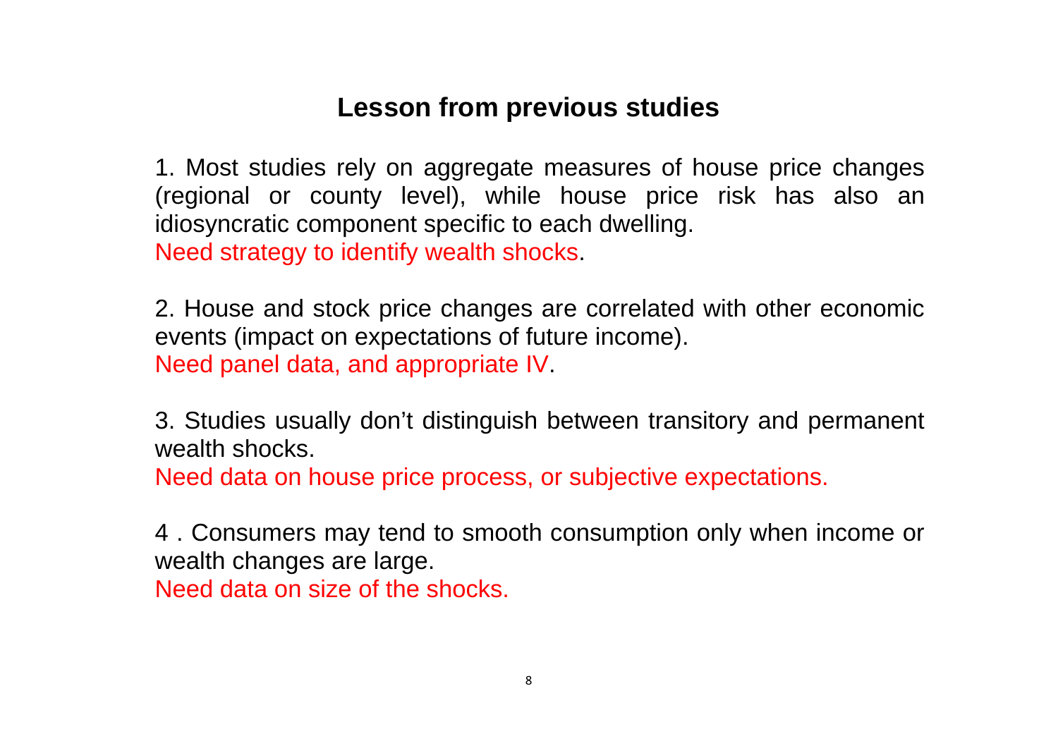## Lesson from previous studies

1. Most studies rely on aggregate measures of house price changes (regional or county level), while house price risk has also an idiosyncratic component specific to each dwelling.
Need strategy to identify wealth shocks.

2. House and stock price changes are correlated with other economic events (impact on expectations of future income).
Need panel data, and appropriate IV.

3. Studies usually don't distinguish between transitory and permanent wealth shocks.
Need data on house price process, or subjective expectations.

4 . Consumers may tend to smooth consumption only when income or wealth changes are large.
Need data on size of the shocks.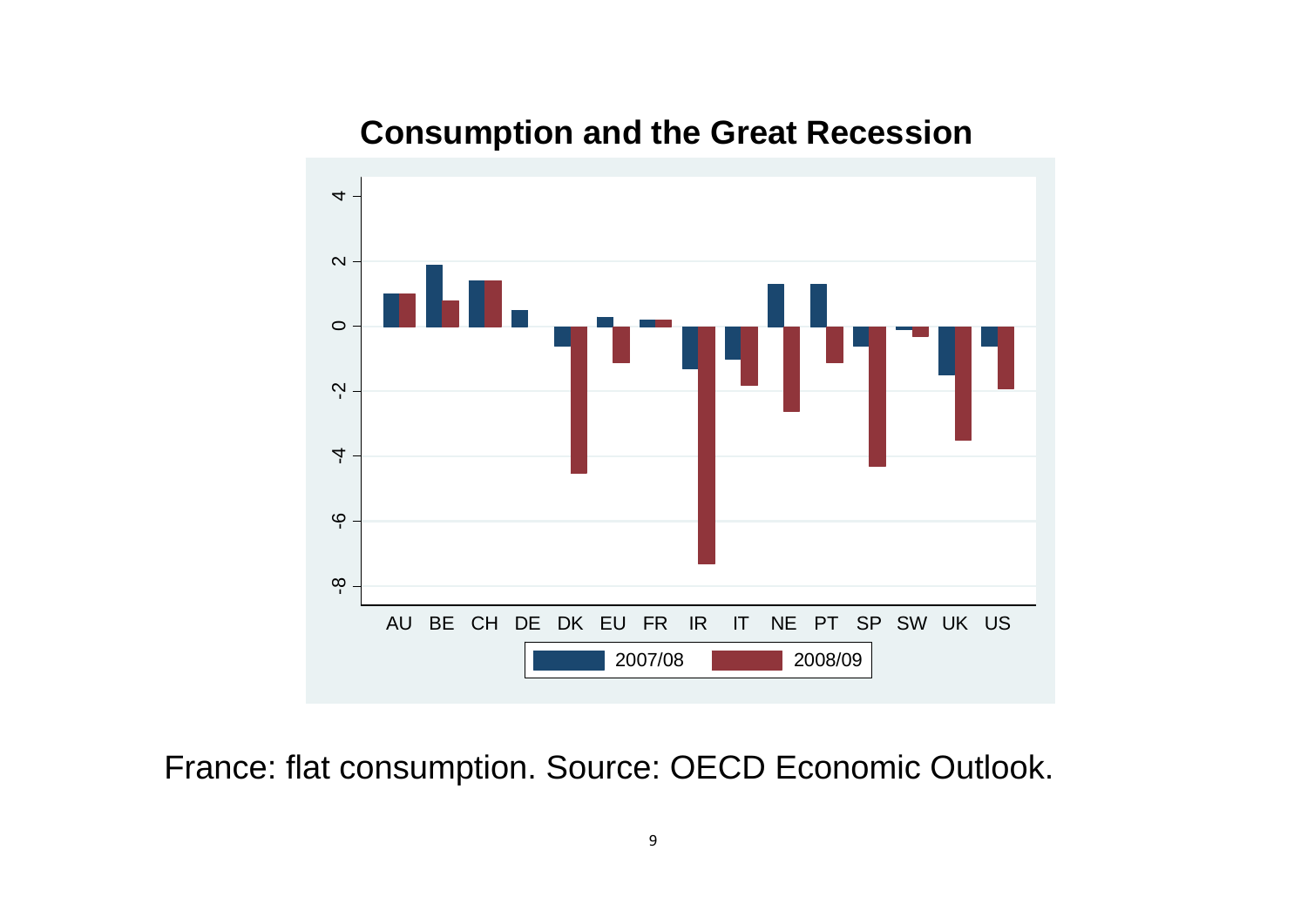## Consumption and the Great Recession

France: flat consumption. Source: OECD Economic Outlook.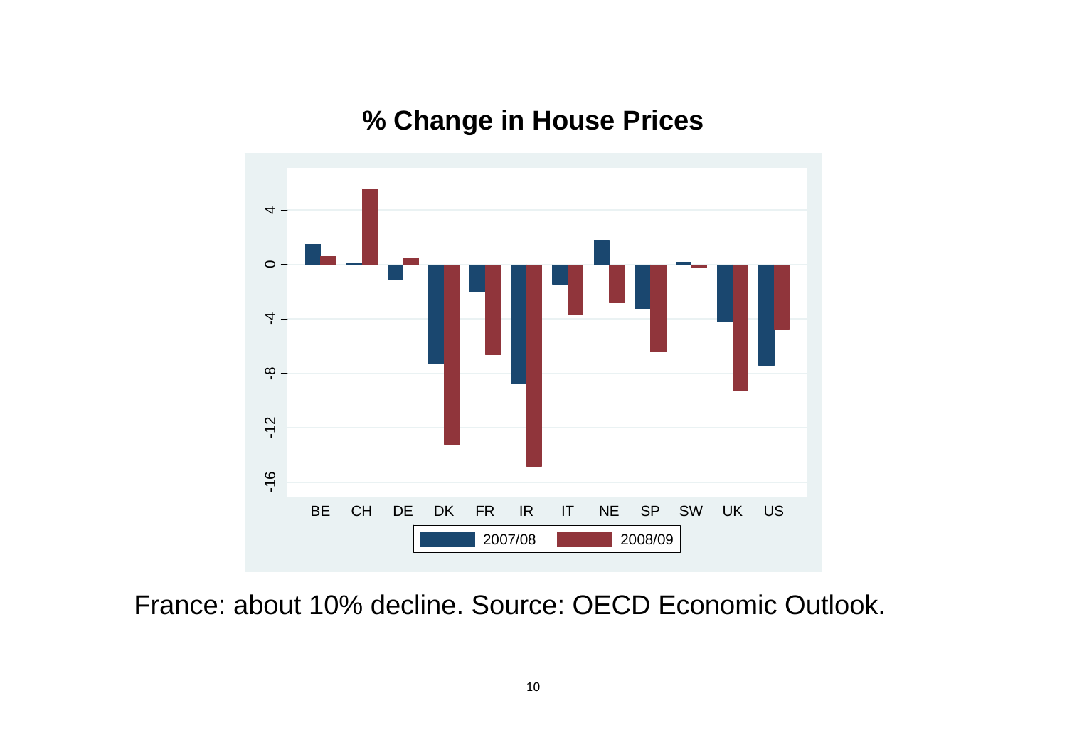# % Change in House Prices

France: about 10% decline. Source: OECD Economic Outlook.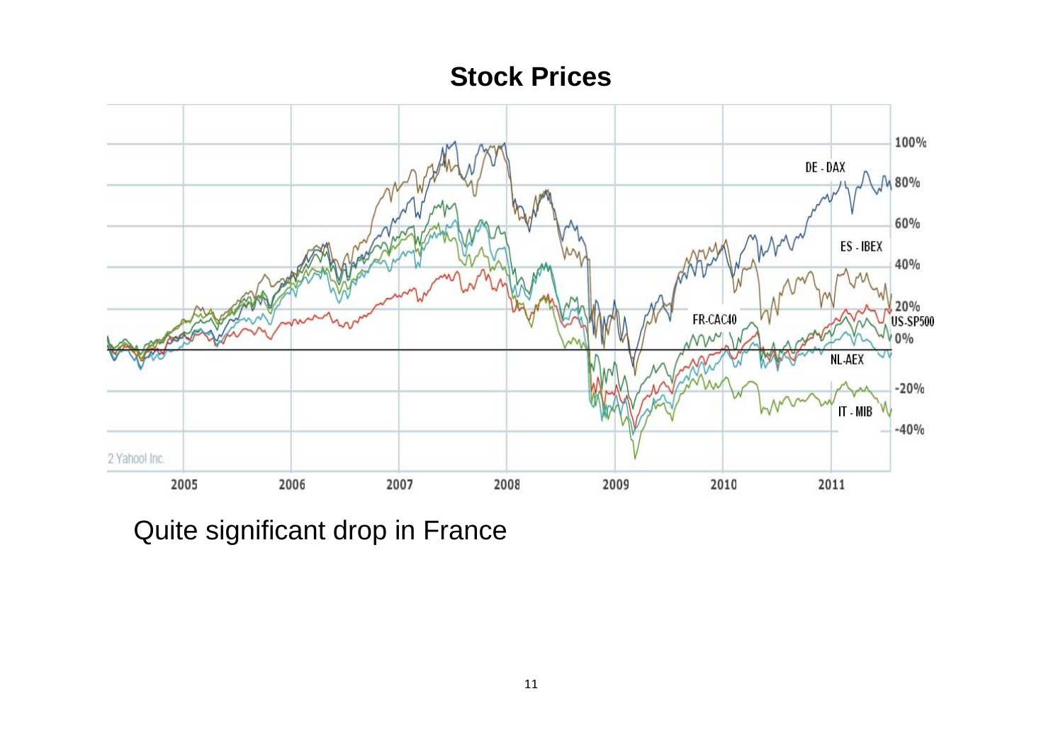# Stock Prices

Quite significant drop in France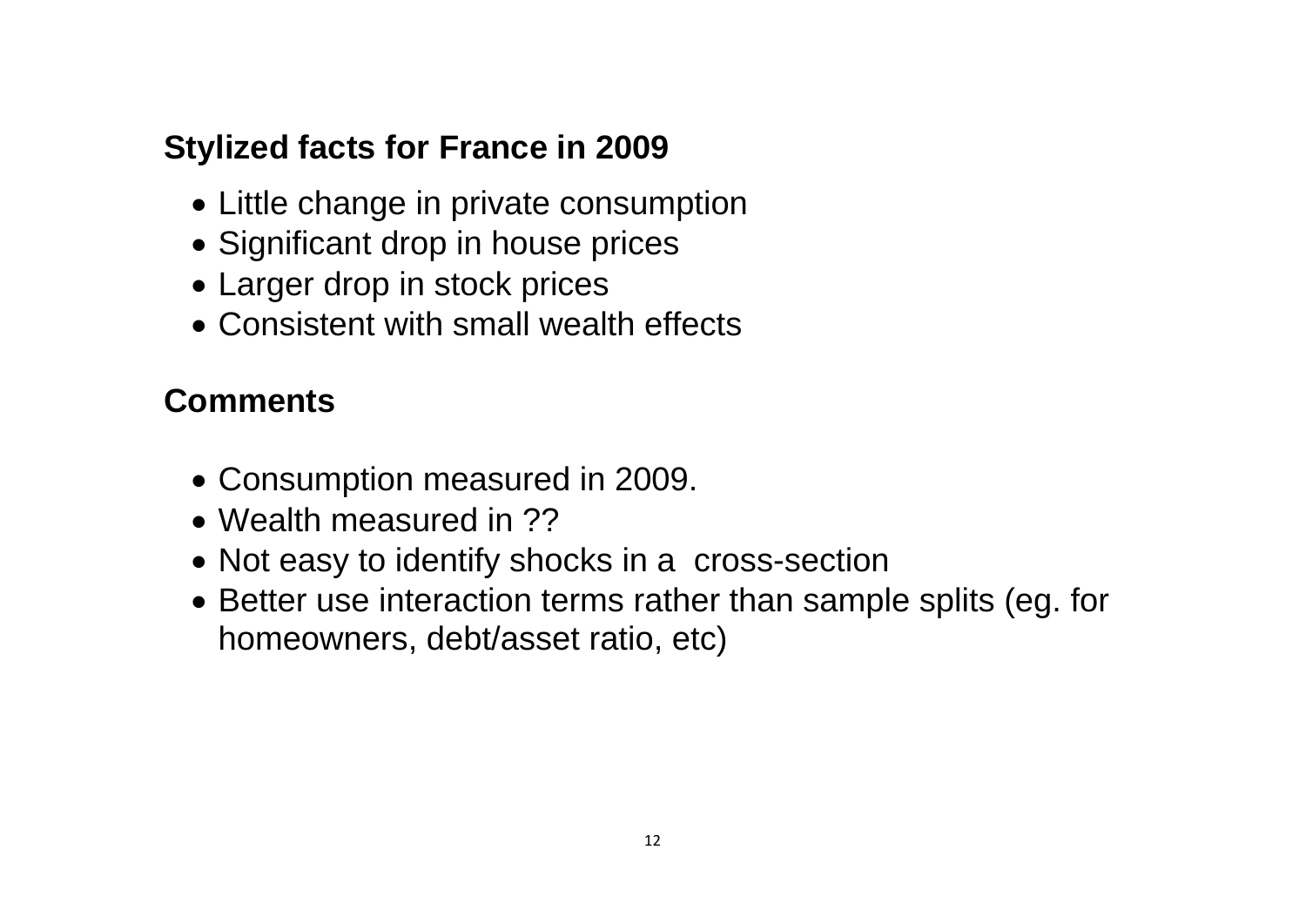## Stylized facts for France in 2009

- Little change in private consumption
- Significant drop in house prices
- Larger drop in stock prices
- Consistent with small wealth effects

## Comments

- Consumption measured in 2009.
- Wealth measured in ??
- Not easy to identify shocks in a cross-section
- Better use interaction terms rather than sample splits (eg. for homeowners, debt/asset ratio, etc)